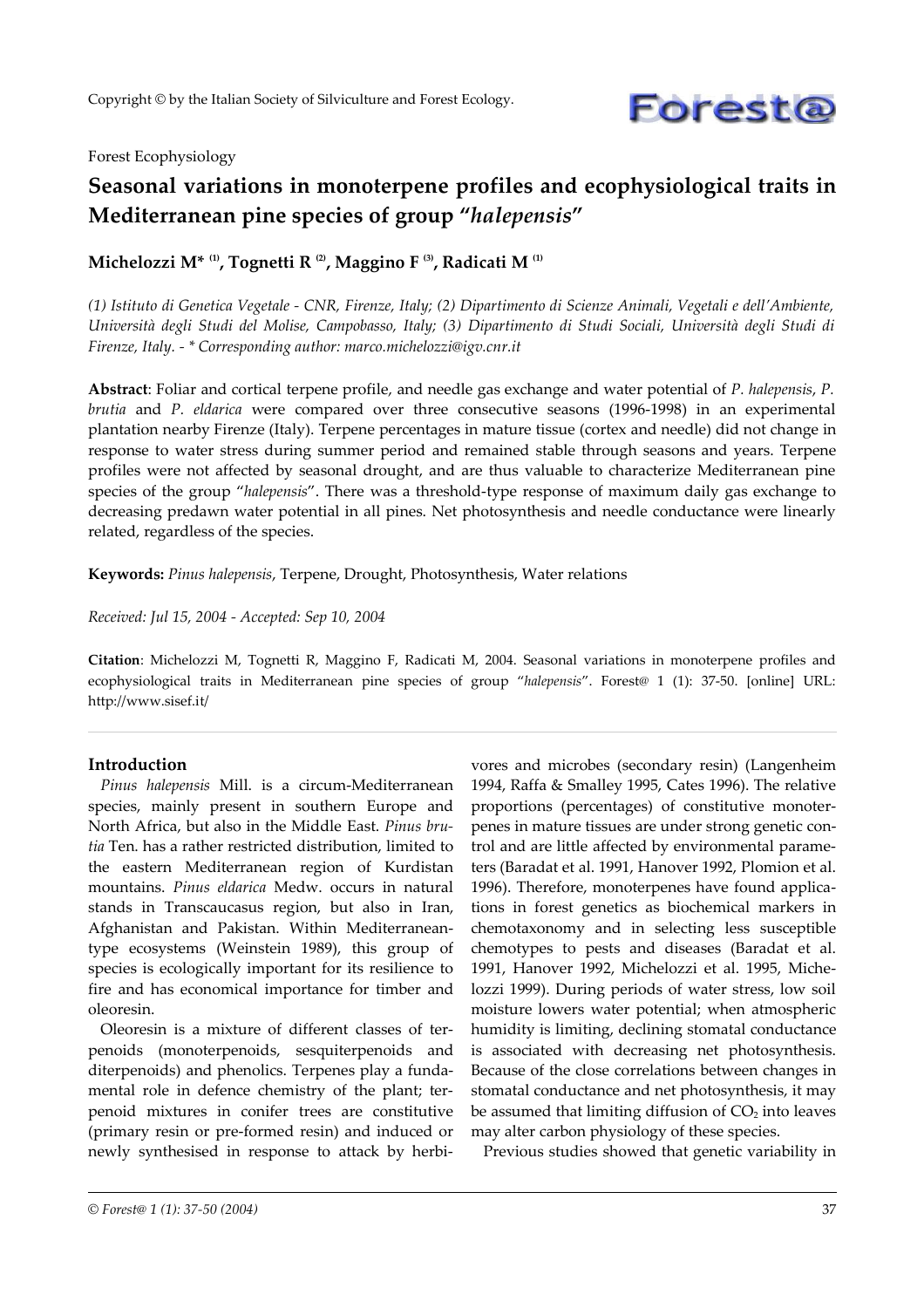Copyright © by the Italian Society of Silviculture and Forest Ecology.

Forest Ecophysiology

# Seasonal variations in monoterpene profiles and ecophysiological traits in Mediterranean pine species of group "*halepensis*"

**Michelozzi M*[1], Tognetti R[2], Maggino F[3], Radicati M[1]**

*(1) Istituto di Genetica Vegetale - CNR, Firenze, Italy; (2) Dipartimento di Scienze Animali, Vegetali e dell'Ambiente, Università degli Studi del Molise, Campobasso, Italy; (3) Dipartimento di Studi Sociali, Università degli Studi di Firenze, Italy. - * Corresponding author: marco.michelozzi@igv.cnr.it*

**Abstract**: Foliar and cortical terpene profile, and needle gas exchange and water potential of *P. halepensis*, *P. brutia* and *P. eldarica* were compared over three consecutive seasons (1996-1998) in an experimental plantation nearby Firenze (Italy). Terpene percentages in mature tissue (cortex and needle) did not change in response to water stress during summer period and remained stable through seasons and years. Terpene profiles were not affected by seasonal drought, and are thus valuable to characterize Mediterranean pine species of the group "*halepensis*". There was a threshold-type response of maximum daily gas exchange to decreasing predawn water potential in all pines. Net photosynthesis and needle conductance were linearly related, regardless of the species.

**Keywords:** *Pinus halepensis*, Terpene, Drought, Photosynthesis, Water relations

*Received: Jul 15, 2004 - Accepted: Sep 10, 2004*

**Citation**: Michelozzi M, Tognetti R, Maggino F, Radicati M, 2004. Seasonal variations in monoterpene profiles and ecophysiological traits in Mediterranean pine species of group "*halepensis*". Forest@ 1 (1): 37-50. [online] URL: http://www.sisef.it/

## Introduction

*Pinus halepensis* Mill. is a circum-Mediterranean species, mainly present in southern Europe and North Africa, but also in the Middle East. *Pinus brutia* Ten. has a rather restricted distribution, limited to the eastern Mediterranean region of Kurdistan mountains. *Pinus eldarica* Medw. occurs in natural stands in Transcaucasus region, but also in Iran, Afghanistan and Pakistan. Within Mediterranean-type ecosystems (Weinstein 1989), this group of species is ecologically important for its resilience to fire and has economical importance for timber and oleoresin.

Oleoresin is a mixture of different classes of terpenoids (monoterpenoids, sesquiterpenoids and diterpenoids) and phenolics. Terpenes play a fundamental role in defence chemistry of the plant; terpenoid mixtures in conifer trees are constitutive (primary resin or pre-formed resin) and induced or newly synthesised in response to attack by herbivores and microbes (secondary resin) (Langenheim 1994, Raffa & Smalley 1995, Cates 1996). The relative proportions (percentages) of constitutive monoterpenes in mature tissues are under strong genetic control and are little affected by environmental parameters (Baradat et al. 1991, Hanover 1992, Plomion et al. 1996). Therefore, monoterpenes have found applications in forest genetics as biochemical markers in chemotaxonomy and in selecting less susceptible chemotypes to pests and diseases (Baradat et al. 1991, Hanover 1992, Michelozzi et al. 1995, Michelozzi 1999). During periods of water stress, low soil moisture lowers water potential; when atmospheric humidity is limiting, declining stomatal conductance is associated with decreasing net photosynthesis. Because of the close correlations between changes in stomatal conductance and net photosynthesis, it may be assumed that limiting diffusion of $CO_2$ into leaves may alter carbon physiology of these species.

Previous studies showed that genetic variability in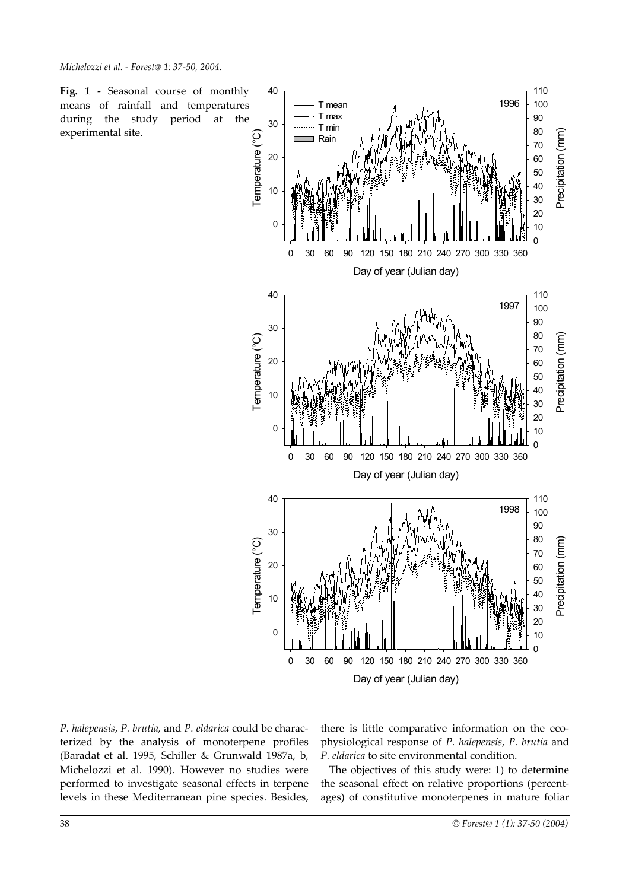**Fig. 1** - Seasonal course of monthly means of rainfall and temperatures during the study period at the experimental site.

*P. halepensis*, *P. brutia*, and *P. eldarica* could be characterized by the analysis of monoterpene profiles (Baradat et al. 1995, Schiller & Grunwald 1987a, b, Michelozzi et al. 1990). However no studies were performed to investigate seasonal effects in terpene levels in these Mediterranean pine species. Besides, there is little comparative information on the eco-physiological response of *P. halepensis*, *P. brutia* and *P. eldarica* to site environmental condition.

The objectives of this study were: 1) to determine the seasonal effect on relative proportions (percentages) of constitutive monoterpenes in mature foliar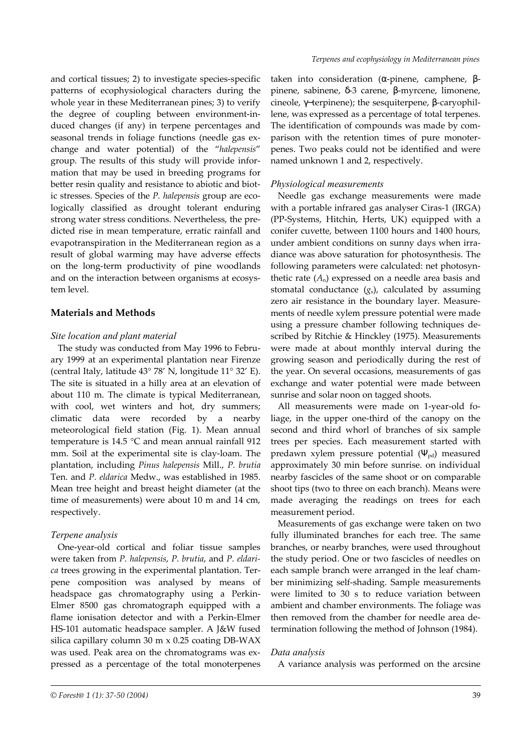and cortical tissues; 2) to investigate species-specific patterns of ecophysiological characters during the whole year in these Mediterranean pines; 3) to verify the degree of coupling between environment-induced changes (if any) in terpene percentages and seasonal trends in foliage functions (needle gas exchange and water potential) of the "*halepensis*" group. The results of this study will provide information that may be used in breeding programs for better resin quality and resistance to abiotic and biotic stresses. Species of the *P. halepensis* group are ecologically classified as drought tolerant enduring strong water stress conditions. Nevertheless, the predicted rise in mean temperature, erratic rainfall and evapotranspiration in the Mediterranean region as a result of global warming may have adverse effects on the long-term productivity of pine woodlands and on the interaction between organisms at ecosystem level.

## Materials and Methods

### *Site location and plant material*

The study was conducted from May 1996 to February 1999 at an experimental plantation near Firenze (central Italy, latitude 43° 78' N, longitude 11° 32' E). The site is situated in a hilly area at an elevation of about 110 m. The climate is typical Mediterranean, with cool, wet winters and hot, dry summers; climatic data were recorded by a nearby meteorological field station (Fig. 1). Mean annual temperature is 14.5 °C and mean annual rainfall 912 mm. Soil at the experimental site is clay-loam. The plantation, including *Pinus halepensis* Mill., *P. brutia* Ten. and *P. eldarica* Medw., was established in 1985. Mean tree height and breast height diameter (at the time of measurements) were about 10 m and 14 cm, respectively.

### *Terpene analysis*

One-year-old cortical and foliar tissue samples were taken from *P. halepensis*, *P. brutia*, and *P. eldarica* trees growing in the experimental plantation. Terpene composition was analysed by means of headspace gas chromatography using a Perkin-Elmer 8500 gas chromatograph equipped with a flame ionisation detector and with a Perkin-Elmer HS-101 automatic headspace sampler. A J&W fused silica capillary column 30 m x 0.25 coating DB-WAX was used. Peak area on the chromatograms was expressed as a percentage of the total monoterpenes taken into consideration (α-pinene, camphene, β-pinene, sabinene, δ-3 carene, β-myrcene, limonene, cineole, γ-terpinene); the sesquiterpene, β-caryophillene, was expressed as a percentage of total terpenes. The identification of compounds was made by comparison with the retention times of pure monoterpenes. Two peaks could not be identified and were named unknown 1 and 2, respectively.

### *Physiological measurements*

Needle gas exchange measurements were made with a portable infrared gas analyser Ciras-1 (IRGA) (PP-Systems, Hitchin, Herts, UK) equipped with a conifer cuvette, between 1100 hours and 1400 hours, under ambient conditions on sunny days when irradiance was above saturation for photosynthesis. The following parameters were calculated: net photosynthetic rate ($A_n$) expressed on a needle area basis and stomatal conductance ($g_s$), calculated by assuming zero air resistance in the boundary layer. Measurements of needle xylem pressure potential were made using a pressure chamber following techniques described by Ritchie & Hinckley (1975). Measurements were made at about monthly interval during the growing season and periodically during the rest of the year. On several occasions, measurements of gas exchange and water potential were made between sunrise and solar noon on tagged shoots.

All measurements were made on 1-year-old foliage, in the upper one-third of the canopy on the second and third whorl of branches of six sample trees per species. Each measurement started with predawn xylem pressure potential ($\Psi_{pd}$) measured approximately 30 min before sunrise. on individual nearby fascicles of the same shoot or on comparable shoot tips (two to three on each branch). Means were made averaging the readings on trees for each measurement period.

Measurements of gas exchange were taken on two fully illuminated branches for each tree. The same branches, or nearby branches, were used throughout the study period. One or two fascicles of needles on each sample branch were arranged in the leaf chamber minimizing self-shading. Sample measurements were limited to 30 s to reduce variation between ambient and chamber environments. The foliage was then removed from the chamber for needle area determination following the method of Johnson (1984).

### *Data analysis*

A variance analysis was performed on the arcsine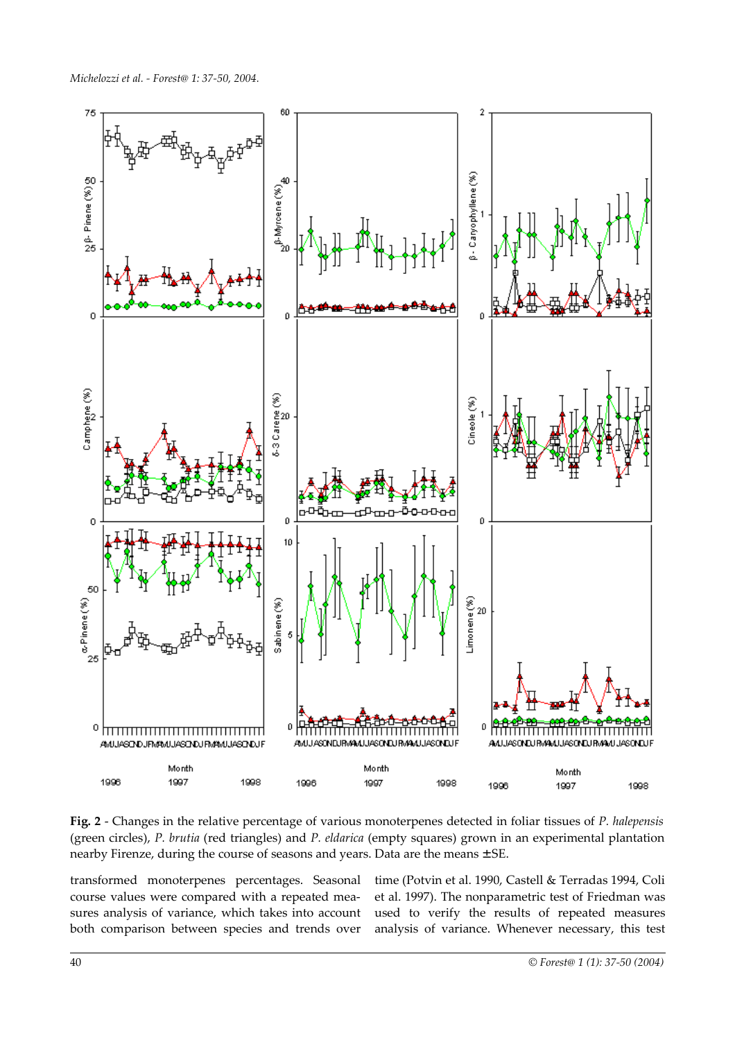**Fig. 2** - Changes in the relative percentage of various monoterpenes detected in foliar tissues of *P. halepensis* (green circles), *P. brutia* (red triangles) and *P. eldarica* (empty squares) grown in an experimental plantation nearby Firenze, during the course of seasons and years. Data are the means ±SE.

transformed monoterpenes percentages. Seasonal course values were compared with a repeated measures analysis of variance, which takes into account both comparison between species and trends over time (Potvin et al. 1990, Castell & Terradas 1994, Coli et al. 1997). The nonparametric test of Friedman was used to verify the results of repeated measures analysis of variance. Whenever necessary, this test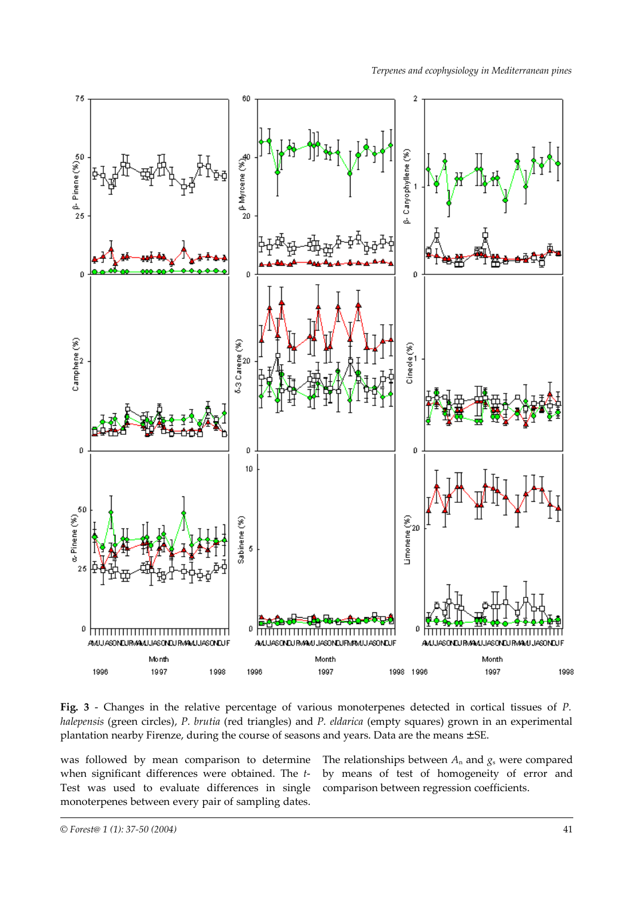**Fig. 3** - Changes in the relative percentage of various monoterpenes detected in cortical tissues of *P. halepensis* (green circles), *P. brutia* (red triangles) and *P. eldarica* (empty squares) grown in an experimental plantation nearby Firenze, during the course of seasons and years. Data are the means ±SE.

was followed by mean comparison to determine when significant differences were obtained. The *t*-Test was used to evaluate differences in single monoterpenes between every pair of sampling dates.

The relationships between $A_n$ and $g_s$ were compared by means of test of homogeneity of error and comparison between regression coefficients.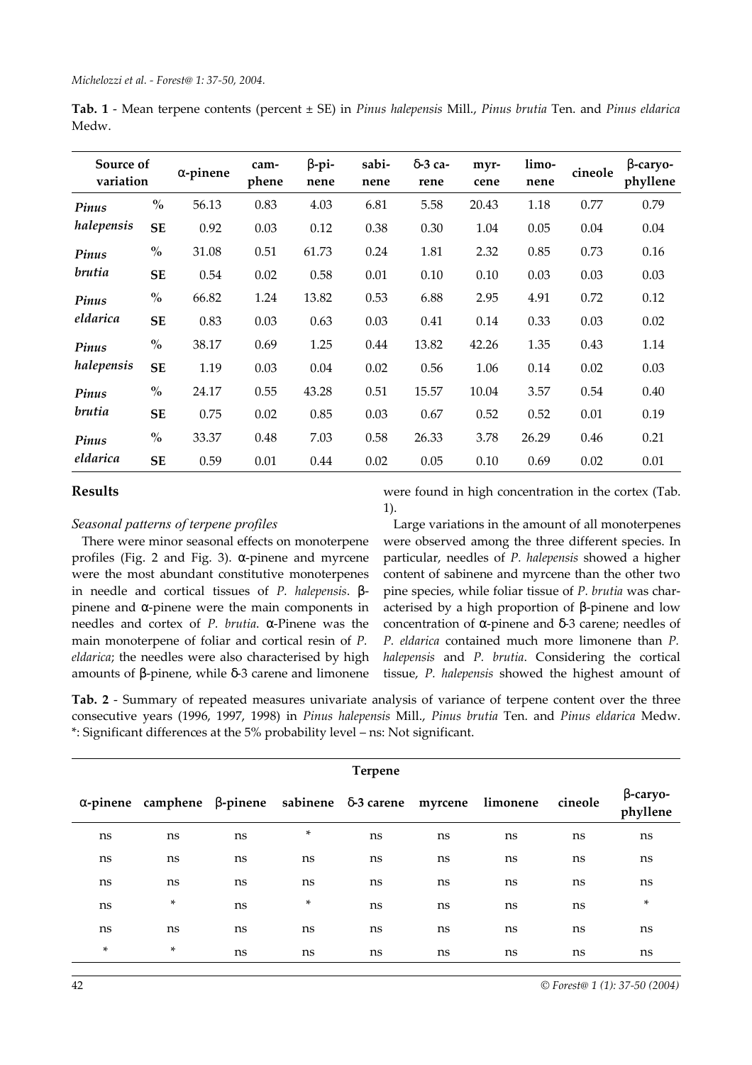**Tab. 1** - Mean terpene contents (percent ± SE) in *Pinus halepensis* Mill., *Pinus brutia* Ten. and *Pinus eldarica* Medw.

| Source of variation | | α-pinene | cam-phene | β-pi-nene | sabi-nene | δ-3 ca-rene | myr-cene | limo-nene | cineole | β-caryo-phyllene |
|---|---|---|---|---|---|---|---|---|---|---|
| ***Pinus halepensis*** | % | 56.13 | 0.83 | 4.03 | 6.81 | 5.58 | 20.43 | 1.18 | 0.77 | 0.79 |
| | **SE** | 0.92 | 0.03 | 0.12 | 0.38 | 0.30 | 1.04 | 0.05 | 0.04 | 0.04 |
| ***Pinus brutia*** | % | 31.08 | 0.51 | 61.73 | 0.24 | 1.81 | 2.32 | 0.85 | 0.73 | 0.16 |
| | **SE** | 0.54 | 0.02 | 0.58 | 0.01 | 0.10 | 0.10 | 0.03 | 0.03 | 0.03 |
| ***Pinus eldarica*** | % | 66.82 | 1.24 | 13.82 | 0.53 | 6.88 | 2.95 | 4.91 | 0.72 | 0.12 |
| | **SE** | 0.83 | 0.03 | 0.63 | 0.03 | 0.41 | 0.14 | 0.33 | 0.03 | 0.02 |
| ***Pinus halepensis*** | % | 38.17 | 0.69 | 1.25 | 0.44 | 13.82 | 42.26 | 1.35 | 0.43 | 1.14 |
| | **SE** | 1.19 | 0.03 | 0.04 | 0.02 | 0.56 | 1.06 | 0.14 | 0.02 | 0.03 |
| ***Pinus brutia*** | % | 24.17 | 0.55 | 43.28 | 0.51 | 15.57 | 10.04 | 3.57 | 0.54 | 0.40 |
| | **SE** | 0.75 | 0.02 | 0.85 | 0.03 | 0.67 | 0.52 | 0.52 | 0.01 | 0.19 |
| ***Pinus eldarica*** | % | 33.37 | 0.48 | 7.03 | 0.58 | 26.33 | 3.78 | 26.29 | 0.46 | 0.21 |
| | **SE** | 0.59 | 0.01 | 0.44 | 0.02 | 0.05 | 0.10 | 0.69 | 0.02 | 0.01 |

## Results

### *Seasonal patterns of terpene profiles*

There were minor seasonal effects on monoterpene profiles (Fig. 2 and Fig. 3). α-pinene and myrcene were the most abundant constitutive monoterpenes in needle and cortical tissues of *P. halepensis*. β-pinene and α-pinene were the main components in needles and cortex of *P. brutia*. α-Pinene was the main monoterpene of foliar and cortical resin of *P. eldarica*; the needles were also characterised by high amounts of β-pinene, while δ-3 carene and limonene were found in high concentration in the cortex (Tab. 1).

Large variations in the amount of all monoterpenes were observed among the three different species. In particular, needles of *P. halepensis* showed a higher content of sabinene and myrcene than the other two pine species, while foliar tissue of *P. brutia* was characterised by a high proportion of β-pinene and low concentration of α-pinene and δ-3 carene; needles of *P. eldarica* contained much more limonene than *P. halepensis* and *P. brutia*. Considering the cortical tissue, *P. halepensis* showed the highest amount of

**Tab. 2** - Summary of repeated measures univariate analysis of variance of terpene content over the three consecutive years (1996, 1997, 1998) in *Pinus halepensis* Mill., *Pinus brutia* Ten. and *Pinus eldarica* Medw. *: Significant differences at the 5% probability level – ns: Not significant.

| Terpene | | | | | | | | |
|---|---|---|---|---|---|---|---|---|
| α-pinene | camphene | β-pinene | sabinene | δ-3 carene | myrcene | limonene | cineole | β-caryo-phyllene |
| ns | ns | ns | * | ns | ns | ns | ns | ns |
| ns | ns | ns | ns | ns | ns | ns | ns | ns |
| ns | ns | ns | ns | ns | ns | ns | ns | ns |
| ns | * | ns | * | ns | ns | ns | ns | * |
| ns | ns | ns | ns | ns | ns | ns | ns | ns |
| * | * | ns | ns | ns | ns | ns | ns | ns |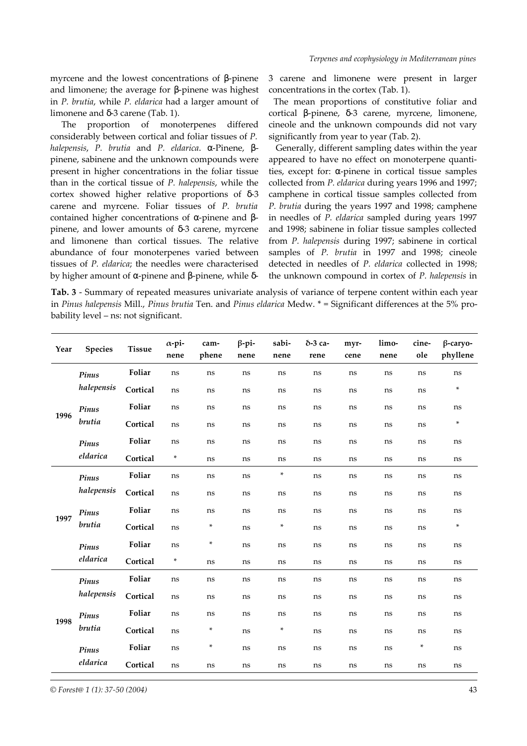myrcene and the lowest concentrations of β-pinene and limonene; the average for β-pinene was highest in *P. brutia*, while *P. eldarica* had a larger amount of limonene and δ-3 carene (Tab. 1).

The proportion of monoterpenes differed considerably between cortical and foliar tissues of *P. halepensis*, *P. brutia* and *P. eldarica*. α-Pinene, β-pinene, sabinene and the unknown compounds were present in higher concentrations in the foliar tissue than in the cortical tissue of *P. halepensis*, while the cortex showed higher relative proportions of δ-3 carene and myrcene. Foliar tissues of *P. brutia* contained higher concentrations of α-pinene and β-pinene, and lower amounts of δ-3 carene, myrcene and limonene than cortical tissues. The relative abundance of four monoterpenes varied between tissues of *P. eldarica*; the needles were characterised by higher amount of α-pinene and β-pinene, while δ-3 carene and limonene were present in larger concentrations in the cortex (Tab. 1).

The mean proportions of constitutive foliar and cortical β-pinene, δ-3 carene, myrcene, limonene, cineole and the unknown compounds did not vary significantly from year to year (Tab. 2).

Generally, different sampling dates within the year appeared to have no effect on monoterpene quantities, except for: α-pinene in cortical tissue samples collected from *P. eldarica* during years 1996 and 1997; camphene in cortical tissue samples collected from *P. brutia* during the years 1997 and 1998; camphene in needles of *P. eldarica* sampled during years 1997 and 1998; sabinene in foliar tissue samples collected from *P. halepensis* during 1997; sabinene in cortical samples of *P. brutia* in 1997 and 1998; cineole detected in needles of *P. eldarica* collected in 1998; the unknown compound in cortex of *P. halepensis* in

**Tab. 3** - Summary of repeated measures univariate analysis of variance of terpene content within each year in *Pinus halepensis* Mill., *Pinus brutia* Ten. and *Pinus eldarica* Medw. * = Significant differences at the 5% probability level – ns: not significant.

| Year | Species | Tissue | α-pinene | camphene | β-pinene | sabinene | δ-3 carene | myrcene | limonene | cineole | β-caryophyllene |
|---|---|---|---|---|---|---|---|---|---|---|---|
| 1996 | *Pinus halepensis* | **Foliar** | ns | ns | ns | ns | ns | ns | ns | ns | ns |
| | | **Cortical** | ns | ns | ns | ns | ns | ns | ns | ns | * |
| | *Pinus brutia* | **Foliar** | ns | ns | ns | ns | ns | ns | ns | ns | ns |
| | | **Cortical** | ns | ns | ns | ns | ns | ns | ns | ns | * |
| | *Pinus eldarica* | **Foliar** | ns | ns | ns | ns | ns | ns | ns | ns | ns |
| | | **Cortical** | * | ns | ns | ns | ns | ns | ns | ns | ns |
| 1997 | *Pinus halepensis* | **Foliar** | ns | ns | ns | * | ns | ns | ns | ns | ns |
| | | **Cortical** | ns | ns | ns | ns | ns | ns | ns | ns | ns |
| | *Pinus brutia* | **Foliar** | ns | ns | ns | ns | ns | ns | ns | ns | ns |
| | | **Cortical** | ns | * | ns | * | ns | ns | ns | ns | * |
| | *Pinus eldarica* | **Foliar** | ns | * | ns | ns | ns | ns | ns | ns | ns |
| | | **Cortical** | * | ns | ns | ns | ns | ns | ns | ns | ns |
| 1998 | *Pinus halepensis* | **Foliar** | ns | ns | ns | ns | ns | ns | ns | ns | ns |
| | | **Cortical** | ns | ns | ns | ns | ns | ns | ns | ns | ns |
| | *Pinus brutia* | **Foliar** | ns | ns | ns | ns | ns | ns | ns | ns | ns |
| | | **Cortical** | ns | * | ns | * | ns | ns | ns | ns | ns |
| | *Pinus eldarica* | **Foliar** | ns | * | ns | ns | ns | ns | ns | * | ns |
| | | **Cortical** | ns | ns | ns | ns | ns | ns | ns | ns | ns |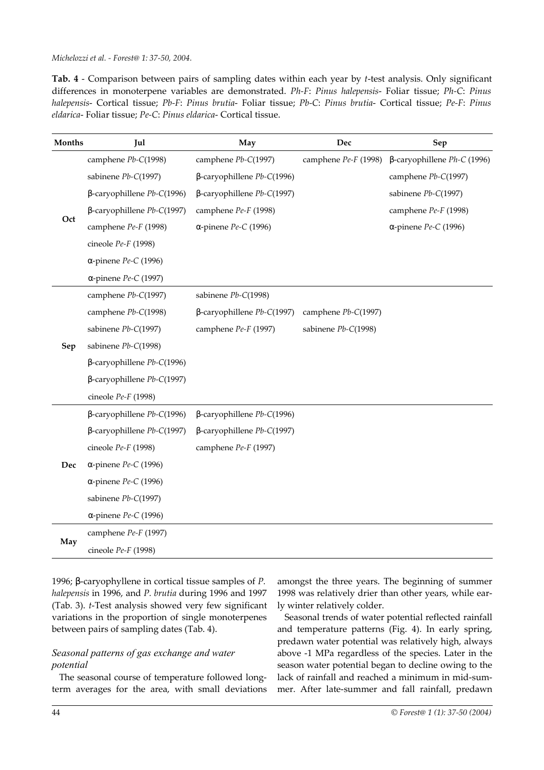**Tab. 4** - Comparison between pairs of sampling dates within each year by *t*-test analysis. Only significant differences in monoterpene variables are demonstrated. *Ph-F*: *Pinus halepensis*- Foliar tissue; *Ph-C*: *Pinus halepensis*- Cortical tissue; *Pb-F*: *Pinus brutia*- Foliar tissue; *Pb-C*: *Pinus brutia*- Cortical tissue; *Pe-F*: *Pinus eldarica*- Foliar tissue; *Pe-C*: *Pinus eldarica*- Cortical tissue.

| Months | Jul | May | Dec | Sep |
|---|---|---|---|---|
| Oct | camphene *Pb-C*(1998) | camphene *Pb-C*(1997) | camphene *Pe-F* (1998) | β-caryophillene *Ph-C* (1996) |
| | sabinene *Pb-C*(1997) | β-caryophillene *Pb-C*(1996) | | camphene *Pb-C*(1997) |
| | β-caryophillene *Pb-C*(1996) | β-caryophillene *Pb-C*(1997) | | sabinene *Pb-C*(1997) |
| | β-caryophillene *Pb-C*(1997) | camphene *Pe-F* (1998) | | camphene *Pe-F* (1998) |
| | camphene *Pe-F* (1998) | α-pinene *Pe-C* (1996) | | α-pinene *Pe-C* (1996) |
| | cineole *Pe-F* (1998) | | | |
| | α-pinene *Pe-C* (1996) | | | |
| | α-pinene *Pe-C* (1997) | | | |
| Sep | camphene *Pb-C*(1997) | sabinene *Pb-C*(1998) | | |
| | camphene *Pb-C*(1998) | β-caryophillene *Pb-C*(1997) | camphene *Pb-C*(1997) | |
| | sabinene *Pb-C*(1997) | camphene *Pe-F* (1997) | sabinene *Pb-C*(1998) | |
| | sabinene *Pb-C*(1998) | | | |
| | β-caryophillene *Pb-C*(1996) | | | |
| | β-caryophillene *Pb-C*(1997) | | | |
| | cineole *Pe-F* (1998) | | | |
| Dec | β-caryophillene *Pb-C*(1996) | β-caryophillene *Pb-C*(1996) | | |
| | β-caryophillene *Pb-C*(1997) | β-caryophillene *Pb-C*(1997) | | |
| | cineole *Pe-F* (1998) | camphene *Pe-F* (1997) | | |
| | α-pinene *Pe-C* (1996) | | | |
| | α-pinene *Pe-C* (1996) | | | |
| | sabinene *Pb-C*(1997) | | | |
| | α-pinene *Pe-C* (1996) | | | |
| May | camphene *Pe-F* (1997) | | | |
| | cineole *Pe-F* (1998) | | | |

1996; β-caryophyllene in cortical tissue samples of *P. halepensis* in 1996, and *P. brutia* during 1996 and 1997 (Tab. 3). *t*-Test analysis showed very few significant variations in the proportion of single monoterpenes between pairs of sampling dates (Tab. 4).

### *Seasonal patterns of gas exchange and water potential*

The seasonal course of temperature followed long-term averages for the area, with small deviations amongst the three years. The beginning of summer 1998 was relatively drier than other years, while early winter relatively colder.

Seasonal trends of water potential reflected rainfall and temperature patterns (Fig. 4). In early spring, predawn water potential was relatively high, always above -1 MPa regardless of the species. Later in the season water potential began to decline owing to the lack of rainfall and reached a minimum in mid-summer. After late-summer and fall rainfall, predawn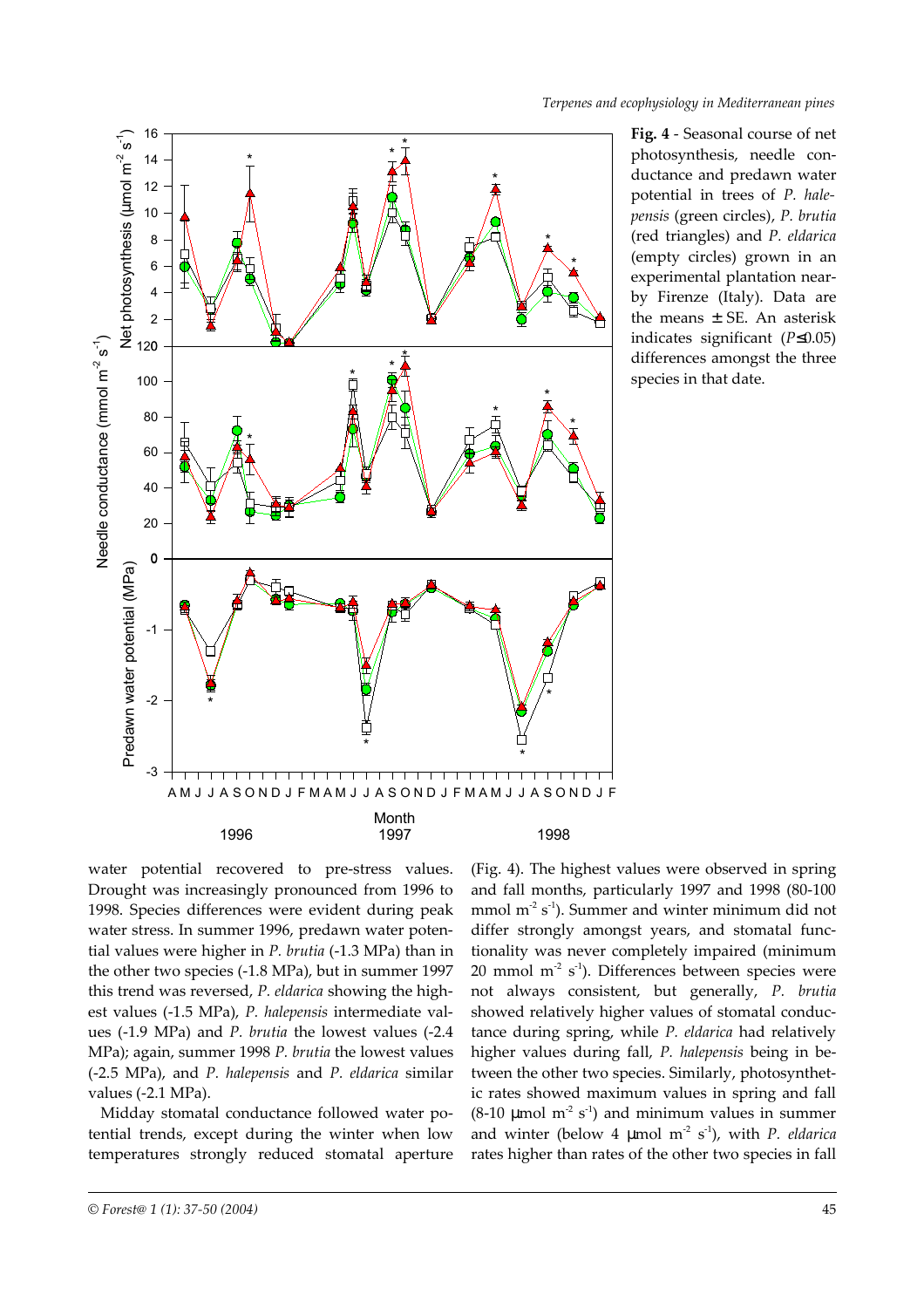**Fig. 4** - Seasonal course of net photosynthesis, needle conductance and predawn water potential in trees of *P. halepensis* (green circles), *P. brutia* (red triangles) and *P. eldarica* (empty circles) grown in an experimental plantation nearby Firenze (Italy). Data are the means ± SE. An asterisk indicates significant ($P \leq 0.05$) differences amongst the three species in that date.

water potential recovered to pre-stress values. Drought was increasingly pronounced from 1996 to 1998. Species differences were evident during peak water stress. In summer 1996, predawn water potential values were higher in *P. brutia* (-1.3 MPa) than in the other two species (-1.8 MPa), but in summer 1997 this trend was reversed, *P. eldarica* showing the highest values (-1.5 MPa), *P. halepensis* intermediate values (-1.9 MPa) and *P. brutia* the lowest values (-2.4 MPa); again, summer 1998 *P. brutia* the lowest values (-2.5 MPa), and *P. halepensis* and *P. eldarica* similar values (-2.1 MPa).

Midday stomatal conductance followed water potential trends, except during the winter when low temperatures strongly reduced stomatal aperture (Fig. 4). The highest values were observed in spring and fall months, particularly 1997 and 1998 (80-100 mmol $m^{-2}$ $s^{-1}$). Summer and winter minimum did not differ strongly amongst years, and stomatal functionality was never completely impaired (minimum 20 mmol $m^{-2}$ $s^{-1}$). Differences between species were not always consistent, but generally, *P. brutia* showed relatively higher values of stomatal conductance during spring, while *P. eldarica* had relatively higher values during fall, *P. halepensis* being in between the other two species. Similarly, photosynthetic rates showed maximum values in spring and fall (8-10 μmol $m^{-2}$ $s^{-1}$) and minimum values in summer and winter (below 4 μmol $m^{-2}$ $s^{-1}$), with *P. eldarica* rates higher than rates of the other two species in fall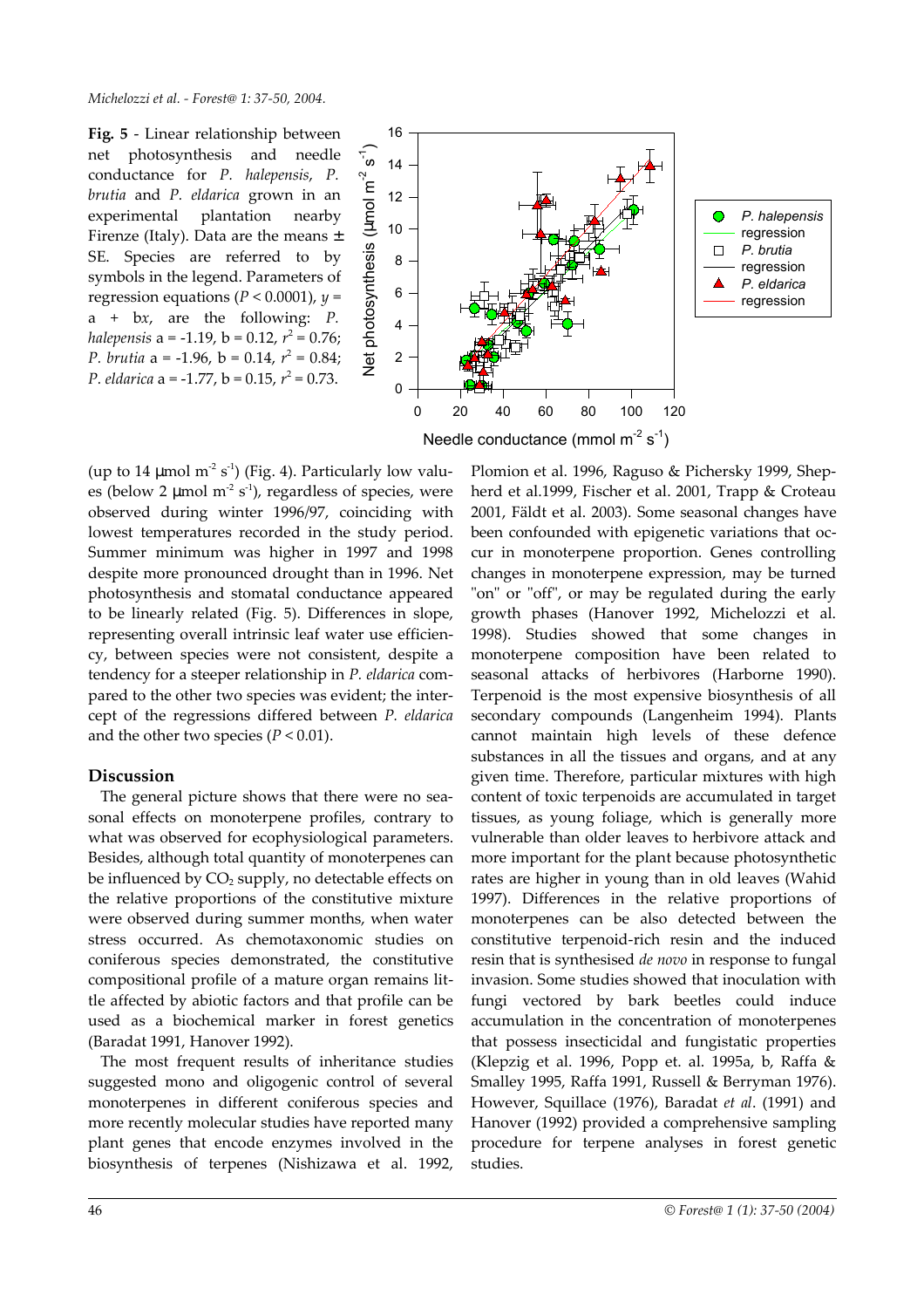**Fig. 5** - Linear relationship between net photosynthesis and needle conductance for *P. halepensis*, *P. brutia* and *P. eldarica* grown in an experimental plantation nearby Firenze (Italy). Data are the means ± SE. Species are referred to by symbols in the legend. Parameters of regression equations ($P < 0.0001$), $y = a + bx$, are the following: *P. halepensis* a = -1.19, b = 0.12, $r^2 = 0.76$; *P. brutia* a = -1.96, b = 0.14, $r^2 = 0.84$; *P. eldarica* a = -1.77, b = 0.15, $r^2 = 0.73$.

(up to 14 µmol $m^{-2}$ $s^{-1}$) (Fig. 4). Particularly low values (below 2 µmol $m^{-2}$ $s^{-1}$), regardless of species, were observed during winter 1996/97, coinciding with lowest temperatures recorded in the study period. Summer minimum was higher in 1997 and 1998 despite more pronounced drought than in 1996. Net photosynthesis and stomatal conductance appeared to be linearly related (Fig. 5). Differences in slope, representing overall intrinsic leaf water use efficiency, between species were not consistent, despite a tendency for a steeper relationship in *P. eldarica* compared to the other two species was evident; the intercept of the regressions differed between *P. eldarica* and the other two species ($P < 0.01$).

## Discussion

The general picture shows that there were no seasonal effects on monoterpene profiles, contrary to what was observed for ecophysiological parameters. Besides, although total quantity of monoterpenes can be influenced by $CO_2$ supply, no detectable effects on the relative proportions of the constitutive mixture were observed during summer months, when water stress occurred. As chemotaxonomic studies on coniferous species demonstrated, the constitutive compositional profile of a mature organ remains little affected by abiotic factors and that profile can be used as a biochemical marker in forest genetics (Baradat 1991, Hanover 1992).

The most frequent results of inheritance studies suggested mono and oligogenic control of several monoterpenes in different coniferous species and more recently molecular studies have reported many plant genes that encode enzymes involved in the biosynthesis of terpenes (Nishizawa et al. 1992, Plomion et al. 1996, Raguso & Pichersky 1999, Shepherd et al.1999, Fischer et al. 2001, Trapp & Croteau 2001, Fäldt et al. 2003). Some seasonal changes have been confounded with epigenetic variations that occur in monoterpene proportion. Genes controlling changes in monoterpene expression, may be turned "on" or "off", or may be regulated during the early growth phases (Hanover 1992, Michelozzi et al. 1998). Studies showed that some changes in monoterpene composition have been related to seasonal attacks of herbivores (Harborne 1990). Terpenoid is the most expensive biosynthesis of all secondary compounds (Langenheim 1994). Plants cannot maintain high levels of these defence substances in all the tissues and organs, and at any given time. Therefore, particular mixtures with high content of toxic terpenoids are accumulated in target tissues, as young foliage, which is generally more vulnerable than older leaves to herbivore attack and more important for the plant because photosynthetic rates are higher in young than in old leaves (Wahid 1997). Differences in the relative proportions of monoterpenes can be also detected between the constitutive terpenoid-rich resin and the induced resin that is synthesised *de novo* in response to fungal invasion. Some studies showed that inoculation with fungi vectored by bark beetles could induce accumulation in the concentration of monoterpenes that possess insecticidal and fungistatic properties (Klepzig et al. 1996, Popp et. al. 1995a, b, Raffa & Smalley 1995, Raffa 1991, Russell & Berryman 1976). However, Squillace (1976), Baradat *et al*. (1991) and Hanover (1992) provided a comprehensive sampling procedure for terpene analyses in forest genetic studies.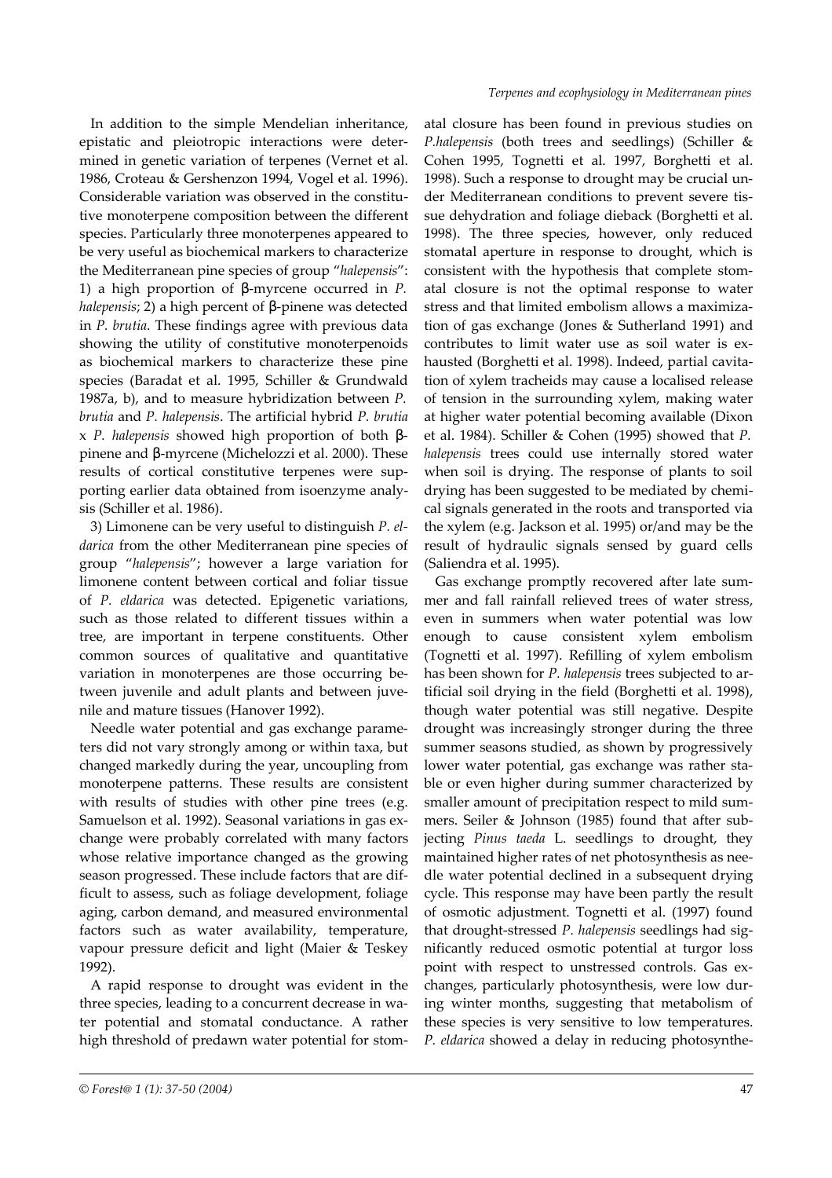In addition to the simple Mendelian inheritance, epistatic and pleiotropic interactions were determined in genetic variation of terpenes (Vernet et al. 1986, Croteau & Gershenzon 1994, Vogel et al. 1996). Considerable variation was observed in the constitutive monoterpene composition between the different species. Particularly three monoterpenes appeared to be very useful as biochemical markers to characterize the Mediterranean pine species of group "*halepensis*": 1) a high proportion of β-myrcene occurred in *P. halepensis*; 2) a high percent of β-pinene was detected in *P. brutia*. These findings agree with previous data showing the utility of constitutive monoterpenoids as biochemical markers to characterize these pine species (Baradat et al. 1995, Schiller & Grundwald 1987a, b), and to measure hybridization between *P. brutia* and *P. halepensis*. The artificial hybrid *P. brutia* x *P. halepensis* showed high proportion of both β-pinene and β-myrcene (Michelozzi et al. 2000). These results of cortical constitutive terpenes were supporting earlier data obtained from isoenzyme analysis (Schiller et al. 1986).

3) Limonene can be very useful to distinguish *P. eldarica* from the other Mediterranean pine species of group "*halepensis*"; however a large variation for limonene content between cortical and foliar tissue of *P. eldarica* was detected. Epigenetic variations, such as those related to different tissues within a tree, are important in terpene constituents. Other common sources of qualitative and quantitative variation in monoterpenes are those occurring between juvenile and adult plants and between juvenile and mature tissues (Hanover 1992).

Needle water potential and gas exchange parameters did not vary strongly among or within taxa, but changed markedly during the year, uncoupling from monoterpene patterns. These results are consistent with results of studies with other pine trees (e.g. Samuelson et al. 1992). Seasonal variations in gas exchange were probably correlated with many factors whose relative importance changed as the growing season progressed. These include factors that are difficult to assess, such as foliage development, foliage aging, carbon demand, and measured environmental factors such as water availability, temperature, vapour pressure deficit and light (Maier & Teskey 1992).

A rapid response to drought was evident in the three species, leading to a concurrent decrease in water potential and stomatal conductance. A rather high threshold of predawn water potential for stomatal closure has been found in previous studies on *P.halepensis* (both trees and seedlings) (Schiller & Cohen 1995, Tognetti et al. 1997, Borghetti et al. 1998). Such a response to drought may be crucial under Mediterranean conditions to prevent severe tissue dehydration and foliage dieback (Borghetti et al. 1998). The three species, however, only reduced stomatal aperture in response to drought, which is consistent with the hypothesis that complete stomatal closure is not the optimal response to water stress and that limited embolism allows a maximization of gas exchange (Jones & Sutherland 1991) and contributes to limit water use as soil water is exhausted (Borghetti et al. 1998). Indeed, partial cavitation of xylem tracheids may cause a localised release of tension in the surrounding xylem, making water at higher water potential becoming available (Dixon et al. 1984). Schiller & Cohen (1995) showed that *P. halepensis* trees could use internally stored water when soil is drying. The response of plants to soil drying has been suggested to be mediated by chemical signals generated in the roots and transported via the xylem (e.g. Jackson et al. 1995) or/and may be the result of hydraulic signals sensed by guard cells (Saliendra et al. 1995).

Gas exchange promptly recovered after late summer and fall rainfall relieved trees of water stress, even in summers when water potential was low enough to cause consistent xylem embolism (Tognetti et al. 1997). Refilling of xylem embolism has been shown for *P. halepensis* trees subjected to artificial soil drying in the field (Borghetti et al. 1998), though water potential was still negative. Despite drought was increasingly stronger during the three summer seasons studied, as shown by progressively lower water potential, gas exchange was rather stable or even higher during summer characterized by smaller amount of precipitation respect to mild summers. Seiler & Johnson (1985) found that after subjecting *Pinus taeda* L. seedlings to drought, they maintained higher rates of net photosynthesis as needle water potential declined in a subsequent drying cycle. This response may have been partly the result of osmotic adjustment. Tognetti et al. (1997) found that drought-stressed *P. halepensis* seedlings had significantly reduced osmotic potential at turgor loss point with respect to unstressed controls. Gas exchanges, particularly photosynthesis, were low during winter months, suggesting that metabolism of these species is very sensitive to low temperatures. *P. eldarica* showed a delay in reducing photosynthe-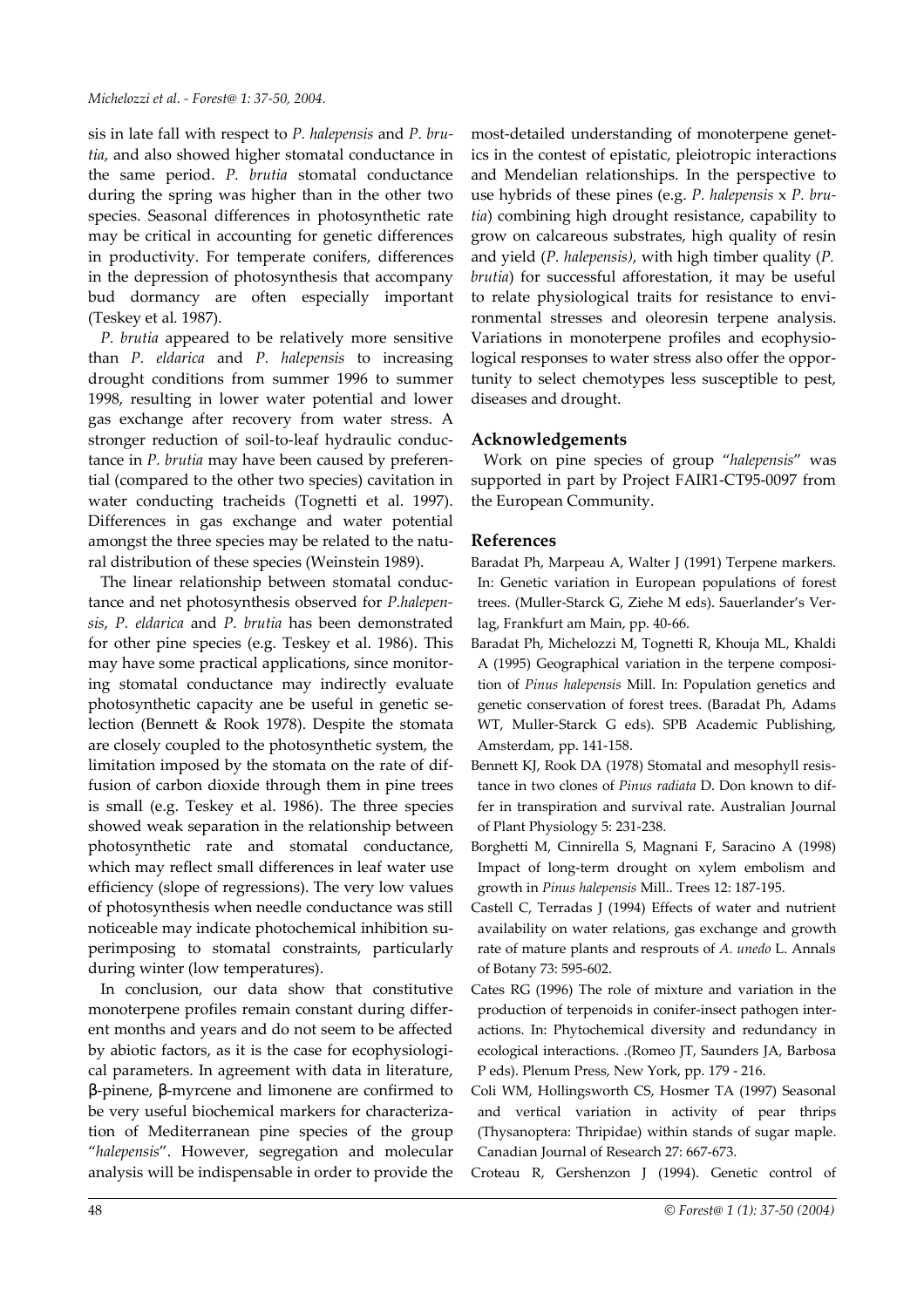sis in late fall with respect to *P. halepensis* and *P. brutia*, and also showed higher stomatal conductance in the same period. *P. brutia* stomatal conductance during the spring was higher than in the other two species. Seasonal differences in photosynthetic rate may be critical in accounting for genetic differences in productivity. For temperate conifers, differences in the depression of photosynthesis that accompany bud dormancy are often especially important (Teskey et al. 1987).

*P. brutia* appeared to be relatively more sensitive than *P. eldarica* and *P. halepensis* to increasing drought conditions from summer 1996 to summer 1998, resulting in lower water potential and lower gas exchange after recovery from water stress. A stronger reduction of soil-to-leaf hydraulic conductance in *P. brutia* may have been caused by preferential (compared to the other two species) cavitation in water conducting tracheids (Tognetti et al. 1997). Differences in gas exchange and water potential amongst the three species may be related to the natural distribution of these species (Weinstein 1989).

The linear relationship between stomatal conductance and net photosynthesis observed for *P.halepensis*, *P. eldarica* and *P. brutia* has been demonstrated for other pine species (e.g. Teskey et al. 1986). This may have some practical applications, since monitoring stomatal conductance may indirectly evaluate photosynthetic capacity ane be useful in genetic selection (Bennett & Rook 1978). Despite the stomata are closely coupled to the photosynthetic system, the limitation imposed by the stomata on the rate of diffusion of carbon dioxide through them in pine trees is small (e.g. Teskey et al. 1986). The three species showed weak separation in the relationship between photosynthetic rate and stomatal conductance, which may reflect small differences in leaf water use efficiency (slope of regressions). The very low values of photosynthesis when needle conductance was still noticeable may indicate photochemical inhibition superimposing to stomatal constraints, particularly during winter (low temperatures).

In conclusion, our data show that constitutive monoterpene profiles remain constant during different months and years and do not seem to be affected by abiotic factors, as it is the case for ecophysiological parameters. In agreement with data in literature, β-pinene, β-myrcene and limonene are confirmed to be very useful biochemical markers for characterization of Mediterranean pine species of the group "*halepensis*". However, segregation and molecular analysis will be indispensable in order to provide the most-detailed understanding of monoterpene genetics in the contest of epistatic, pleiotropic interactions and Mendelian relationships. In the perspective to use hybrids of these pines (e.g. *P. halepensis* x *P. brutia*) combining high drought resistance, capability to grow on calcareous substrates, high quality of resin and yield (*P. halepensis)*, with high timber quality (*P. brutia*) for successful afforestation, it may be useful to relate physiological traits for resistance to environmental stresses and oleoresin terpene analysis. Variations in monoterpene profiles and ecophysiological responses to water stress also offer the opportunity to select chemotypes less susceptible to pest, diseases and drought.

## Acknowledgements

Work on pine species of group "*halepensis*" was supported in part by Project FAIR1-CT95-0097 from the European Community.

## References

Baradat Ph, Marpeau A, Walter J (1991) Terpene markers. In: Genetic variation in European populations of forest trees. (Muller-Starck G, Ziehe M eds). Sauerlander's Verlag, Frankfurt am Main, pp. 40-66.

Baradat Ph, Michelozzi M, Tognetti R, Khouja ML, Khaldi A (1995) Geographical variation in the terpene composition of *Pinus halepensis* Mill. In: Population genetics and genetic conservation of forest trees. (Baradat Ph, Adams WT, Muller-Starck G eds). SPB Academic Publishing, Amsterdam, pp. 141-158.

Bennett KJ, Rook DA (1978) Stomatal and mesophyll resistance in two clones of *Pinus radiata* D. Don known to differ in transpiration and survival rate. Australian Journal of Plant Physiology 5: 231-238.

Borghetti M, Cinnirella S, Magnani F, Saracino A (1998) Impact of long-term drought on xylem embolism and growth in *Pinus halepensis* Mill.. Trees 12: 187-195.

Castell C, Terradas J (1994) Effects of water and nutrient availability on water relations, gas exchange and growth rate of mature plants and resprouts of *A. unedo* L. Annals of Botany 73: 595-602.

Cates RG (1996) The role of mixture and variation in the production of terpenoids in conifer-insect pathogen interactions. In: Phytochemical diversity and redundancy in ecological interactions. .(Romeo JT, Saunders JA, Barbosa P eds). Plenum Press, New York, pp. 179 - 216.

Coli WM, Hollingsworth CS, Hosmer TA (1997) Seasonal and vertical variation in activity of pear thrips (Thysanoptera: Thripidae) within stands of sugar maple. Canadian Journal of Research 27: 667-673.

Croteau R, Gershenzon J (1994). Genetic control of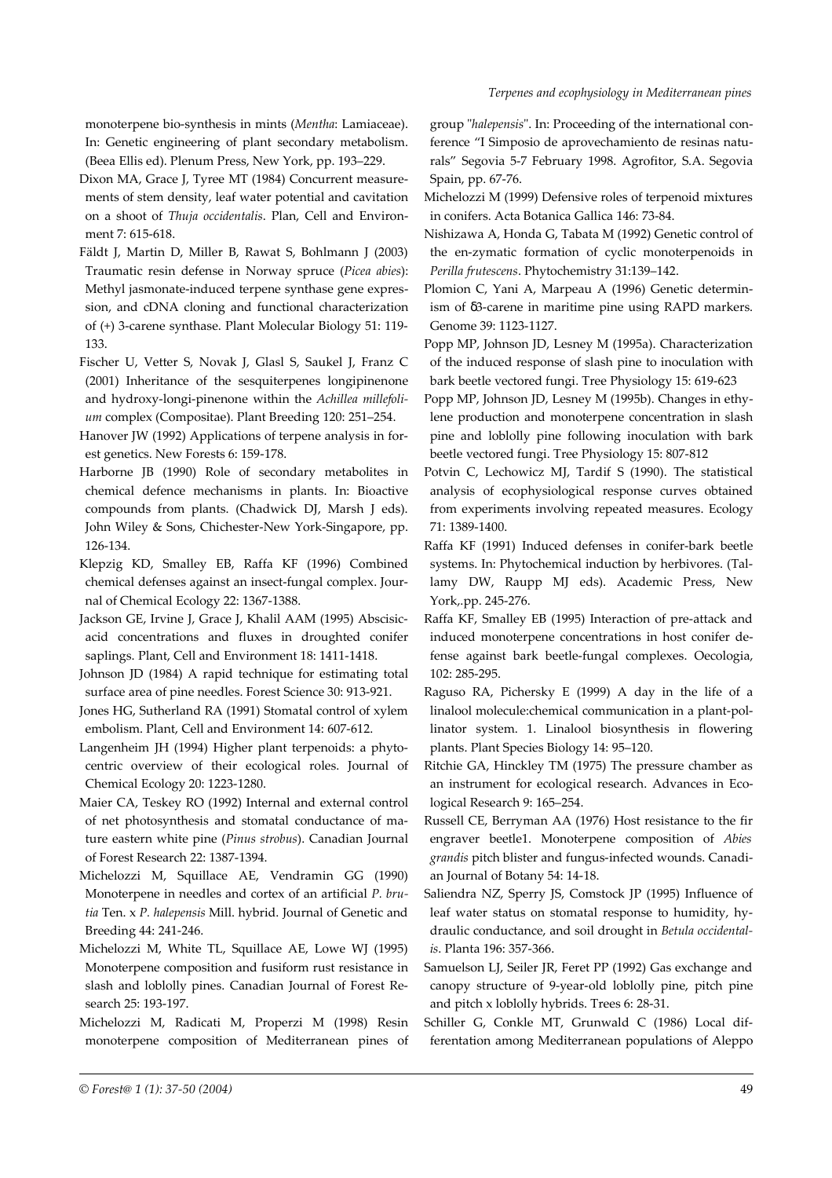monoterpene bio-synthesis in mints (*Mentha*: Lamiaceae). In: Genetic engineering of plant secondary metabolism. (Beea Ellis ed). Plenum Press, New York, pp. 193–229.

Dixon MA, Grace J, Tyree MT (1984) Concurrent measurements of stem density, leaf water potential and cavitation on a shoot of *Thuja occidentalis*. Plan, Cell and Environment 7: 615-618.

Fäldt J, Martin D, Miller B, Rawat S, Bohlmann J (2003) Traumatic resin defense in Norway spruce (*Picea abies*): Methyl jasmonate-induced terpene synthase gene expression, and cDNA cloning and functional characterization of (+) 3-carene synthase. Plant Molecular Biology 51: 119-133.

Fischer U, Vetter S, Novak J, Glasl S, Saukel J, Franz C (2001) Inheritance of the sesquiterpenes longipinenone and hydroxy-longi-pinenone within the *Achillea millefolium* complex (Compositae). Plant Breeding 120: 251–254.

Hanover JW (1992) Applications of terpene analysis in forest genetics. New Forests 6: 159-178.

Harborne JB (1990) Role of secondary metabolites in chemical defence mechanisms in plants. In: Bioactive compounds from plants. (Chadwick DJ, Marsh J eds). John Wiley & Sons, Chichester-New York-Singapore, pp. 126-134.

Klepzig KD, Smalley EB, Raffa KF (1996) Combined chemical defenses against an insect-fungal complex. Journal of Chemical Ecology 22: 1367-1388.

Jackson GE, Irvine J, Grace J, Khalil AAM (1995) Abscisic-acid concentrations and fluxes in droughted conifer saplings. Plant, Cell and Environment 18: 1411-1418.

Johnson JD (1984) A rapid technique for estimating total surface area of pine needles. Forest Science 30: 913-921.

Jones HG, Sutherland RA (1991) Stomatal control of xylem embolism. Plant, Cell and Environment 14: 607-612.

Langenheim JH (1994) Higher plant terpenoids: a phytocentric overview of their ecological roles. Journal of Chemical Ecology 20: 1223-1280.

Maier CA, Teskey RO (1992) Internal and external control of net photosynthesis and stomatal conductance of mature eastern white pine (*Pinus strobus*). Canadian Journal of Forest Research 22: 1387-1394.

Michelozzi M, Squillace AE, Vendramin GG (1990) Monoterpene in needles and cortex of an artificial *P. brutia* Ten. x *P. halepensis* Mill. hybrid. Journal of Genetic and Breeding 44: 241-246.

Michelozzi M, White TL, Squillace AE, Lowe WJ (1995) Monoterpene composition and fusiform rust resistance in slash and loblolly pines. Canadian Journal of Forest Research 25: 193-197.

Michelozzi M, Radicati M, Properzi M (1998) Resin monoterpene composition of Mediterranean pines of group "*halepensis*". In: Proceeding of the international conference "I Simposio de aprovechamiento de resinas naturals" Segovia 5-7 February 1998. Agrofitor, S.A. Segovia Spain, pp. 67-76.

Michelozzi M (1999) Defensive roles of terpenoid mixtures in conifers. Acta Botanica Gallica 146: 73-84.

Nishizawa A, Honda G, Tabata M (1992) Genetic control of the en-zymatic formation of cyclic monoterpenoids in *Perilla frutescens*. Phytochemistry 31:139–142.

Plomion C, Yani A, Marpeau A (1996) Genetic determinism of δ3-carene in maritime pine using RAPD markers. Genome 39: 1123-1127.

Popp MP, Johnson JD, Lesney M (1995a). Characterization of the induced response of slash pine to inoculation with bark beetle vectored fungi. Tree Physiology 15: 619-623

Popp MP, Johnson JD, Lesney M (1995b). Changes in ethylene production and monoterpene concentration in slash pine and loblolly pine following inoculation with bark beetle vectored fungi. Tree Physiology 15: 807-812

Potvin C, Lechowicz MJ, Tardif S (1990). The statistical analysis of ecophysiological response curves obtained from experiments involving repeated measures. Ecology 71: 1389-1400.

Raffa KF (1991) Induced defenses in conifer-bark beetle systems. In: Phytochemical induction by herbivores. (Tallamy DW, Raupp MJ eds). Academic Press, New York,.pp. 245-276.

Raffa KF, Smalley EB (1995) Interaction of pre-attack and induced monoterpene concentrations in host conifer defense against bark beetle-fungal complexes. Oecologia, 102: 285-295.

Raguso RA, Pichersky E (1999) A day in the life of a linalool molecule:chemical communication in a plant-pollinator system. 1. Linalool biosynthesis in flowering plants. Plant Species Biology 14: 95–120.

Ritchie GA, Hinckley TM (1975) The pressure chamber as an instrument for ecological research. Advances in Ecological Research 9: 165–254.

Russell CE, Berryman AA (1976) Host resistance to the fir engraver beetle1. Monoterpene composition of *Abies grandis* pitch blister and fungus-infected wounds. Canadian Journal of Botany 54: 14-18.

Saliendra NZ, Sperry JS, Comstock JP (1995) Influence of leaf water status on stomatal response to humidity, hydraulic conductance, and soil drought in *Betula occidentalis*. Planta 196: 357-366.

Samuelson LJ, Seiler JR, Feret PP (1992) Gas exchange and canopy structure of 9-year-old loblolly pine, pitch pine and pitch x loblolly hybrids. Trees 6: 28-31.

Schiller G, Conkle MT, Grunwald C (1986) Local differentation among Mediterranean populations of Aleppo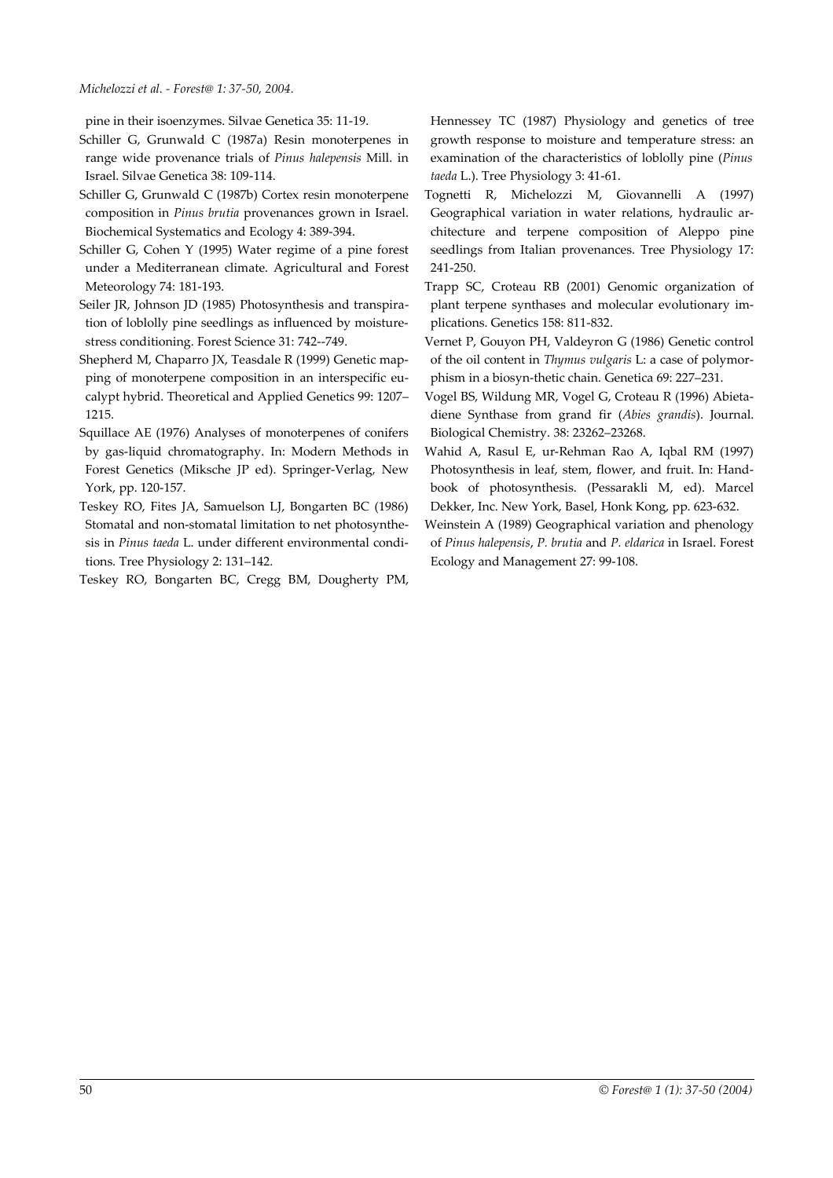pine in their isoenzymes. Silvae Genetica 35: 11-19.

Schiller G, Grunwald C (1987a) Resin monoterpenes in range wide provenance trials of *Pinus halepensis* Mill. in Israel. Silvae Genetica 38: 109-114.

Schiller G, Grunwald C (1987b) Cortex resin monoterpene composition in *Pinus brutia* provenances grown in Israel. Biochemical Systematics and Ecology 4: 389-394.

Schiller G, Cohen Y (1995) Water regime of a pine forest under a Mediterranean climate. Agricultural and Forest Meteorology 74: 181-193.

Seiler JR, Johnson JD (1985) Photosynthesis and transpiration of loblolly pine seedlings as influenced by moisture-stress conditioning. Forest Science 31: 742--749.

Shepherd M, Chaparro JX, Teasdale R (1999) Genetic mapping of monoterpene composition in an interspecific eucalypt hybrid. Theoretical and Applied Genetics 99: 1207–1215.

Squillace AE (1976) Analyses of monoterpenes of conifers by gas-liquid chromatography. In: Modern Methods in Forest Genetics (Miksche JP ed). Springer-Verlag, New York, pp. 120-157.

Teskey RO, Fites JA, Samuelson LJ, Bongarten BC (1986) Stomatal and non-stomatal limitation to net photosynthesis in *Pinus taeda* L. under different environmental conditions. Tree Physiology 2: 131–142.

Teskey RO, Bongarten BC, Cregg BM, Dougherty PM, Hennessey TC (1987) Physiology and genetics of tree growth response to moisture and temperature stress: an examination of the characteristics of loblolly pine (*Pinus taeda* L.). Tree Physiology 3: 41-61.

Tognetti R, Michelozzi M, Giovannelli A (1997) Geographical variation in water relations, hydraulic architecture and terpene composition of Aleppo pine seedlings from Italian provenances. Tree Physiology 17: 241-250.

Trapp SC, Croteau RB (2001) Genomic organization of plant terpene synthases and molecular evolutionary implications. Genetics 158: 811-832.

Vernet P, Gouyon PH, Valdeyron G (1986) Genetic control of the oil content in *Thymus vulgaris* L: a case of polymorphism in a biosyn-thetic chain. Genetica 69: 227–231.

Vogel BS, Wildung MR, Vogel G, Croteau R (1996) Abietadiene Synthase from grand fir (*Abies grandis*). Journal. Biological Chemistry. 38: 23262–23268.

Wahid A, Rasul E, ur-Rehman Rao A, Iqbal RM (1997) Photosynthesis in leaf, stem, flower, and fruit. In: Handbook of photosynthesis. (Pessarakli M, ed). Marcel Dekker, Inc. New York, Basel, Honk Kong, pp. 623-632.

Weinstein A (1989) Geographical variation and phenology of *Pinus halepensis*, *P. brutia* and *P. eldarica* in Israel. Forest Ecology and Management 27: 99-108.